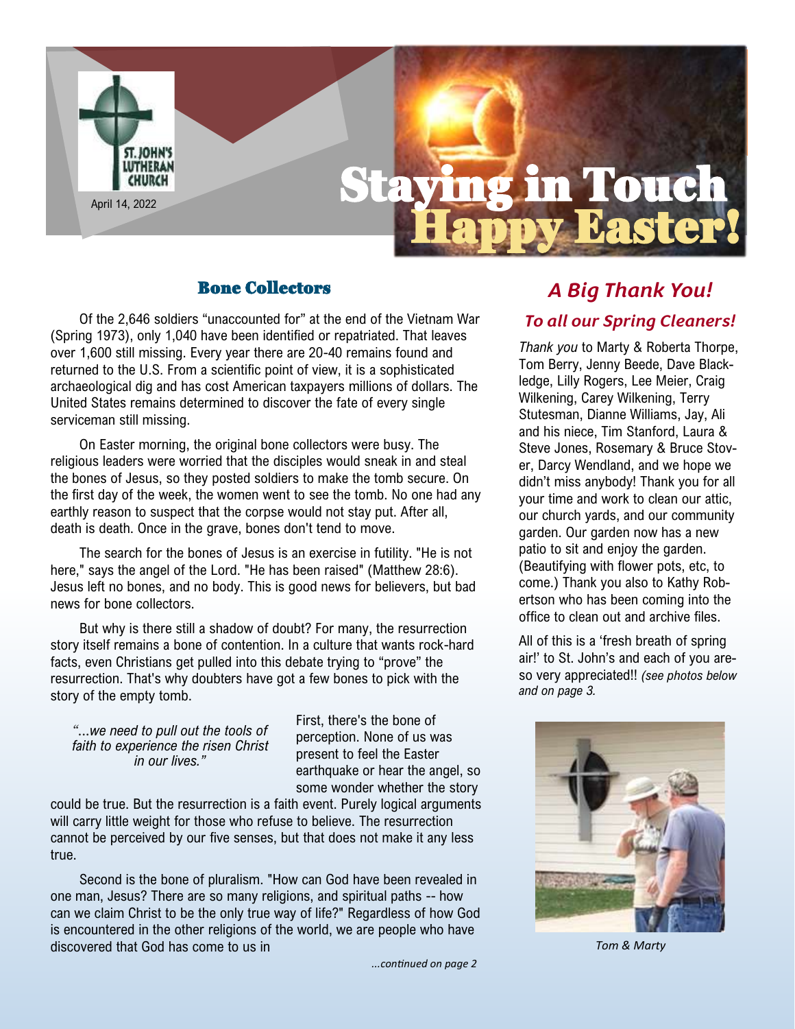ST. JOHN'S LUTHERAN CHURCH

April 14, 2022

# Staying in Touch

# Happy Easter!

## Bone Collectors

Of the 2,646 soldiers "unaccounted for" at the end of the Vietnam War (Spring 1973), only 1,040 have been identified or repatriated. That leaves over 1,600 still missing. Every year there are 20-40 remains found and returned to the U.S. From a scientific point of view, it is a sophisticated archaeological dig and has cost American taxpayers millions of dollars. The United States remains determined to discover the fate of every single serviceman still missing.

On Easter morning, the original bone collectors were busy. The religious leaders were worried that the disciples would sneak in and steal the bones of Jesus, so they posted soldiers to make the tomb secure. On the first day of the week, the women went to see the tomb. No one had any earthly reason to suspect that the corpse would not stay put. After all, death is death. Once in the grave, bones don't tend to move.

The search for the bones of Jesus is an exercise in futility. "He is not here," says the angel of the Lord. "He has been raised" (Matthew 28:6). Jesus left no bones, and no body. This is good news for believers, but bad news for bone collectors.

But why is there still a shadow of doubt? For many, the resurrection story itself remains a bone of contention. In a culture that wants rock-hard facts, even Christians get pulled into this debate trying to "prove" the resurrection. That's why doubters have got a few bones to pick with the story of the empty tomb.

*"...we need to pull out the tools of faith to experience the risen Christ in our lives."*

First, there's the bone of perception. None of us was present to feel the Easter earthquake or hear the angel, so some wonder whether the story could be true. But the resurrection is a faith event. Purely logical arguments will carry little weight for those who refuse to believe. The resurrection cannot be perceived by our five senses, but that does not make it any less true.

Second is the bone of pluralism. "How can God have been revealed in one man, Jesus? There are so many religions, and spiritual paths -- how can we claim Christ to be the only true way of life?" Regardless of how God is encountered in the other religions of the world, we are people who have discovered that God has come to us in

*...continued on page 2*

## *A Big Thank You!*

### *To all our Spring Cleaners!*

*Thank you* to Marty & Roberta Thorpe, Tom Berry, Jenny Beede, Dave Blackledge, Lilly Rogers, Lee Meier, Craig Wilkening, Carey Wilkening, Terry Stutesman, Dianne Williams, Jay, Ali and his niece, Tim Stanford, Laura & Steve Jones, Rosemary & Bruce Stover, Darcy Wendland, and we hope we didn't miss anybody! Thank you for all your time and work to clean our attic, our church yards, and our community garden. Our garden now has a new patio to sit and enjoy the garden. (Beautifying with flower pots, etc, to come.) Thank you also to Kathy Robertson who has been coming into the office to clean out and archive files.

All of this is a 'fresh breath of spring air!' to St. John's and each of you are so very appreciated!! *(see photos below and on page 3.*

*Tom & Marty*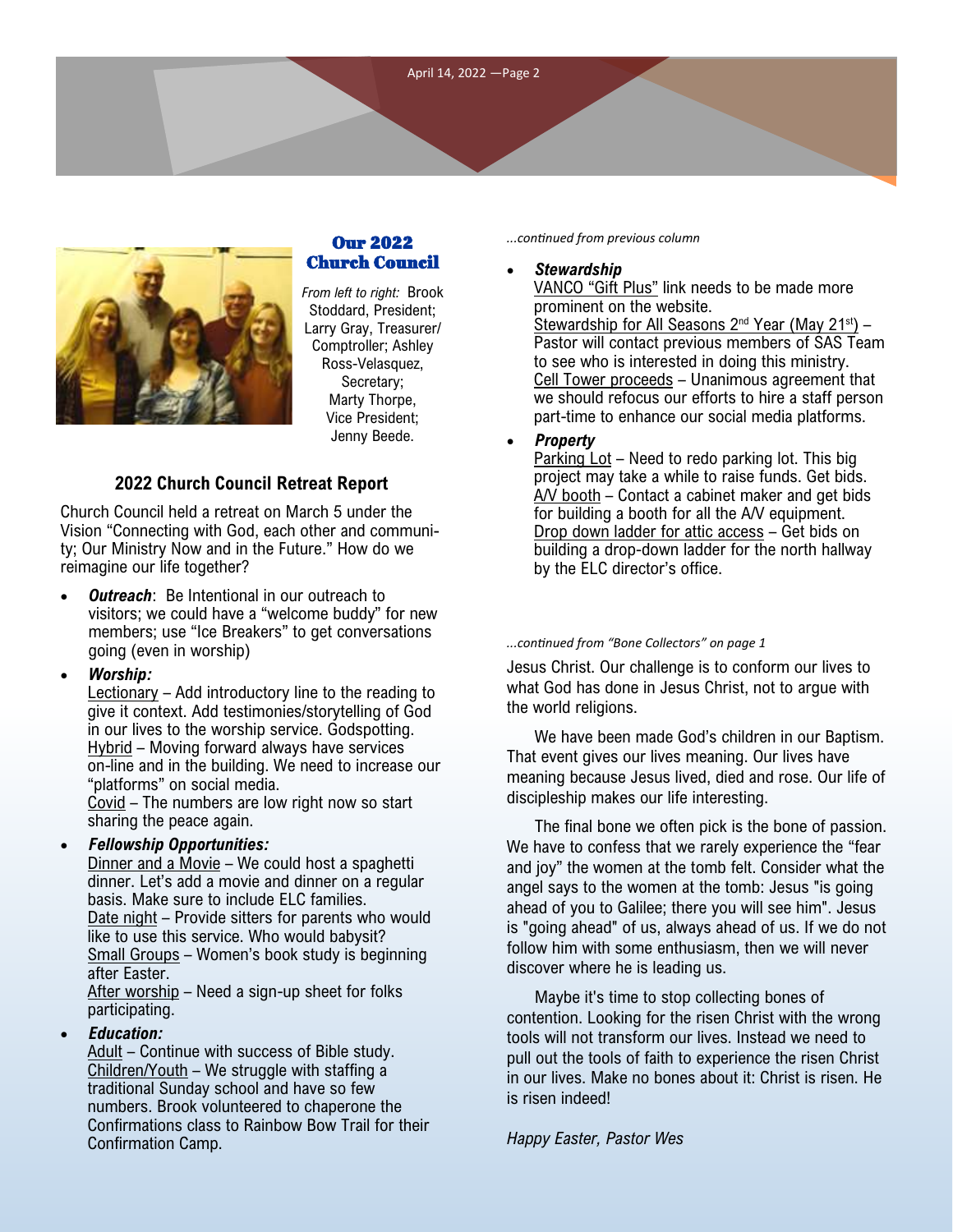## Our 2022 Church Council

*From left to right:* Brook Stoddard, President; Larry Gray, Treasurer/Comptroller; Ashley Ross-Velasquez, Secretary; Marty Thorpe, Vice President; Jenny Beede.

### 2022 Church Council Retreat Report

Church Council held a retreat on March 5 under the Vision "Connecting with God, each other and community; Our Ministry Now and in the Future." How do we reimagine our life together?

- ***Outreach***: Be Intentional in our outreach to visitors; we could have a "welcome buddy" for new members; use "Ice Breakers" to get conversations going (even in worship)
- ***Worship:***
  Lectionary – Add introductory line to the reading to give it context. Add testimonies/storytelling of God in our lives to the worship service. Godspotting.
  Hybrid – Moving forward always have services on-line and in the building. We need to increase our "platforms" on social media.
  Covid – The numbers are low right now so start sharing the peace again.
- ***Fellowship Opportunities:***
  Dinner and a Movie – We could host a spaghetti dinner. Let's add a movie and dinner on a regular basis. Make sure to include ELC families.
  Date night – Provide sitters for parents who would like to use this service. Who would babysit?
  Small Groups – Women's book study is beginning after Easter.
  After worship – Need a sign-up sheet for folks participating.
- ***Education:***
  Adult – Continue with success of Bible study.
  Children/Youth – We struggle with staffing a traditional Sunday school and have so few numbers. Brook volunteered to chaperone the Confirmations class to Rainbow Bow Trail for their Confirmation Camp.

*...continued from previous column*

- ***Stewardship***
  VANCO "Gift Plus" link needs to be made more prominent on the website.
  Stewardship for All Seasons 2nd Year (May 21st) – Pastor will contact previous members of SAS Team to see who is interested in doing this ministry.
  Cell Tower proceeds – Unanimous agreement that we should refocus our efforts to hire a staff person part-time to enhance our social media platforms.
- ***Property***
  Parking Lot – Need to redo parking lot. This big project may take a while to raise funds. Get bids.
  A/V booth – Contact a cabinet maker and get bids for building a booth for all the A/V equipment.
  Drop down ladder for attic access – Get bids on building a drop-down ladder for the north hallway by the ELC director's office.

*...continued from "Bone Collectors" on page 1*

Jesus Christ. Our challenge is to conform our lives to what God has done in Jesus Christ, not to argue with the world religions.

We have been made God's children in our Baptism. That event gives our lives meaning. Our lives have meaning because Jesus lived, died and rose. Our life of discipleship makes our life interesting.

The final bone we often pick is the bone of passion. We have to confess that we rarely experience the "fear and joy" the women at the tomb felt. Consider what the angel says to the women at the tomb: Jesus "is going ahead of you to Galilee; there you will see him". Jesus is "going ahead" of us, always ahead of us. If we do not follow him with some enthusiasm, then we will never discover where he is leading us.

Maybe it's time to stop collecting bones of contention. Looking for the risen Christ with the wrong tools will not transform our lives. Instead we need to pull out the tools of faith to experience the risen Christ in our lives. Make no bones about it: Christ is risen. He is risen indeed!

*Happy Easter, Pastor Wes*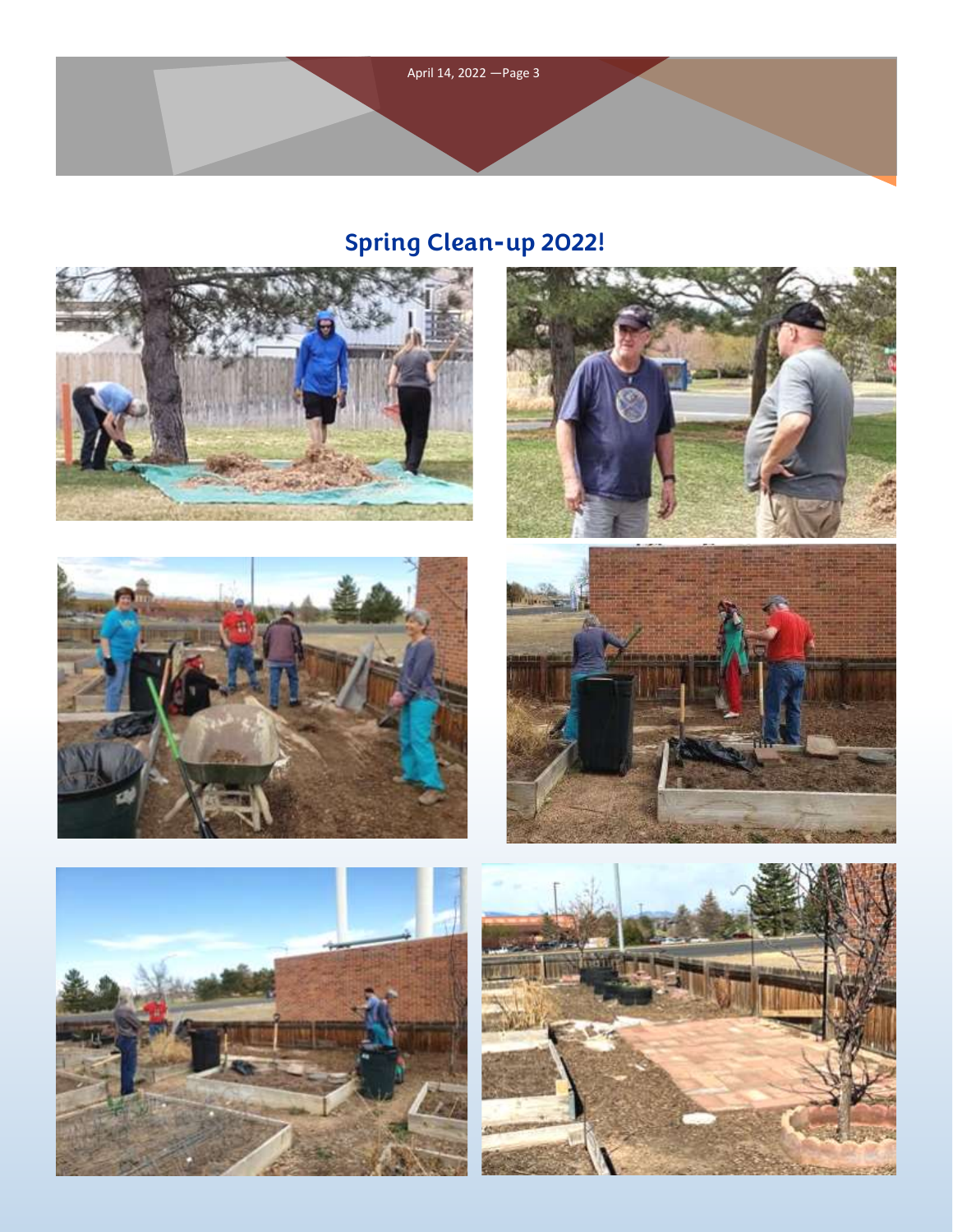## Spring Clean-up 2022!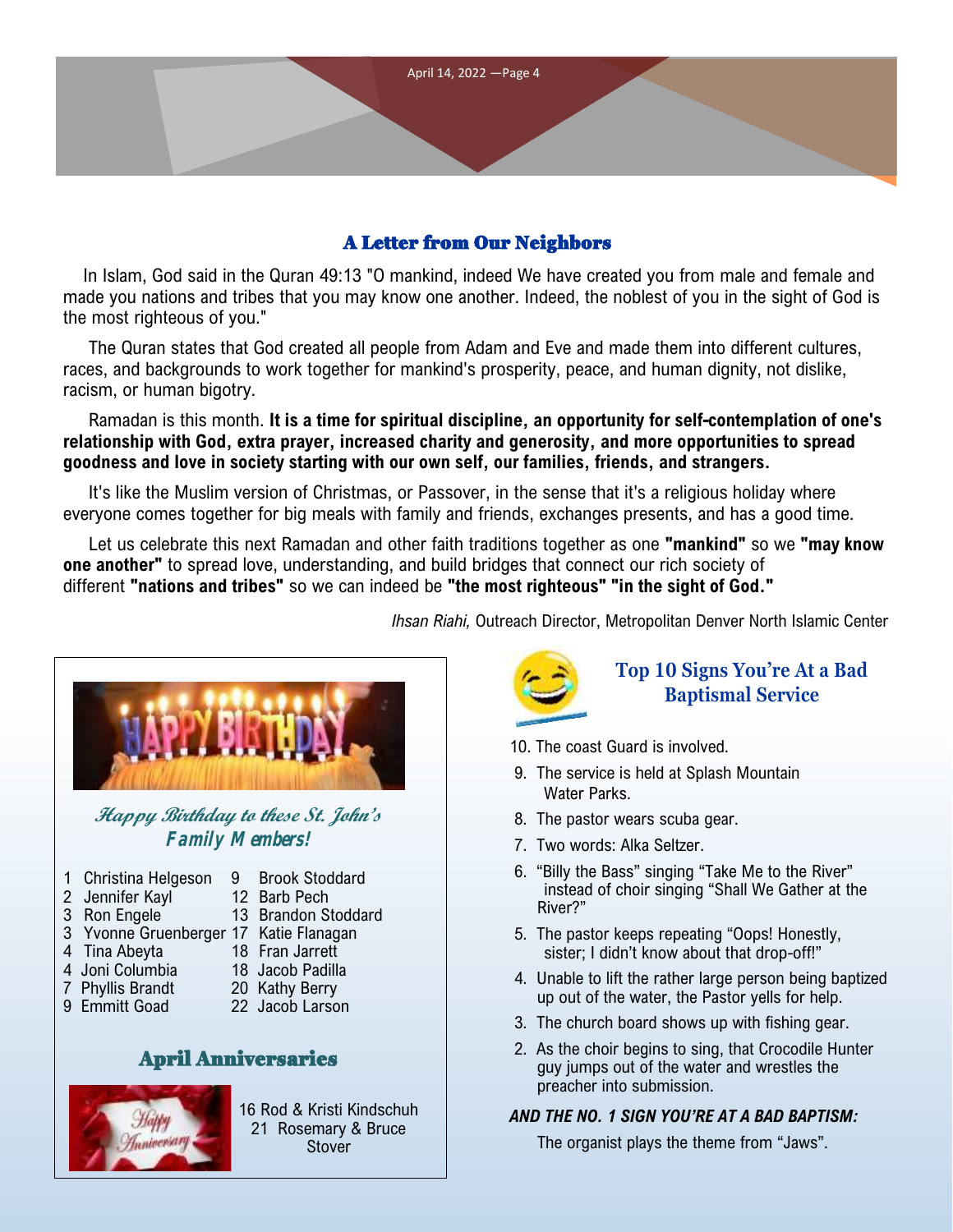## A Letter from Our Neighbors

In Islam, God said in the Quran 49:13 "O mankind, indeed We have created you from male and female and made you nations and tribes that you may know one another. Indeed, the noblest of you in the sight of God is the most righteous of you."

The Quran states that God created all people from Adam and Eve and made them into different cultures, races, and backgrounds to work together for mankind's prosperity, peace, and human dignity, not dislike, racism, or human bigotry.

Ramadan is this month. **It is a time for spiritual discipline, an opportunity for self-contemplation of one's relationship with God, extra prayer, increased charity and generosity, and more opportunities to spread goodness and love in society starting with our own self, our families, friends, and strangers.**

It's like the Muslim version of Christmas, or Passover, in the sense that it's a religious holiday where everyone comes together for big meals with family and friends, exchanges presents, and has a good time.

Let us celebrate this next Ramadan and other faith traditions together as one **"mankind"** so we **"may know one another"** to spread love, understanding, and build bridges that connect our rich society of different **"nations and tribes"** so we can indeed be **"the most righteous" "in the sight of God."**

*Ihsan Riahi,* Outreach Director, Metropolitan Denver North Islamic Center

### *Happy Birthday to these St. John's Family Members!*

1 Christina Helgeson
2 Jennifer Kayl
3 Ron Engele
3 Yvonne Gruenberger
4 Tina Abeyta
4 Joni Columbia
7 Phyllis Brandt
9 Emmitt Goad
9 Brook Stoddard
12 Barb Pech
13 Brandon Stoddard
17 Katie Flanagan
18 Fran Jarrett
18 Jacob Padilla
20 Kathy Berry
22 Jacob Larson

### April Anniversaries

16 Rod & Kristi Kindschuh
21 Rosemary & Bruce Stover

### Top 10 Signs You're At a Bad Baptismal Service

10. The coast Guard is involved.
9. The service is held at Splash Mountain Water Parks.
8. The pastor wears scuba gear.
7. Two words: Alka Seltzer.
6. "Billy the Bass" singing "Take Me to the River" instead of choir singing "Shall We Gather at the River?"
5. The pastor keeps repeating "Oops! Honestly, sister; I didn't know about that drop-off!"
4. Unable to lift the rather large person being baptized up out of the water, the Pastor yells for help.
3. The church board shows up with fishing gear.
2. As the choir begins to sing, that Crocodile Hunter guy jumps out of the water and wrestles the preacher into submission.

***AND THE NO. 1 SIGN YOU'RE AT A BAD BAPTISM:***

The organist plays the theme from "Jaws".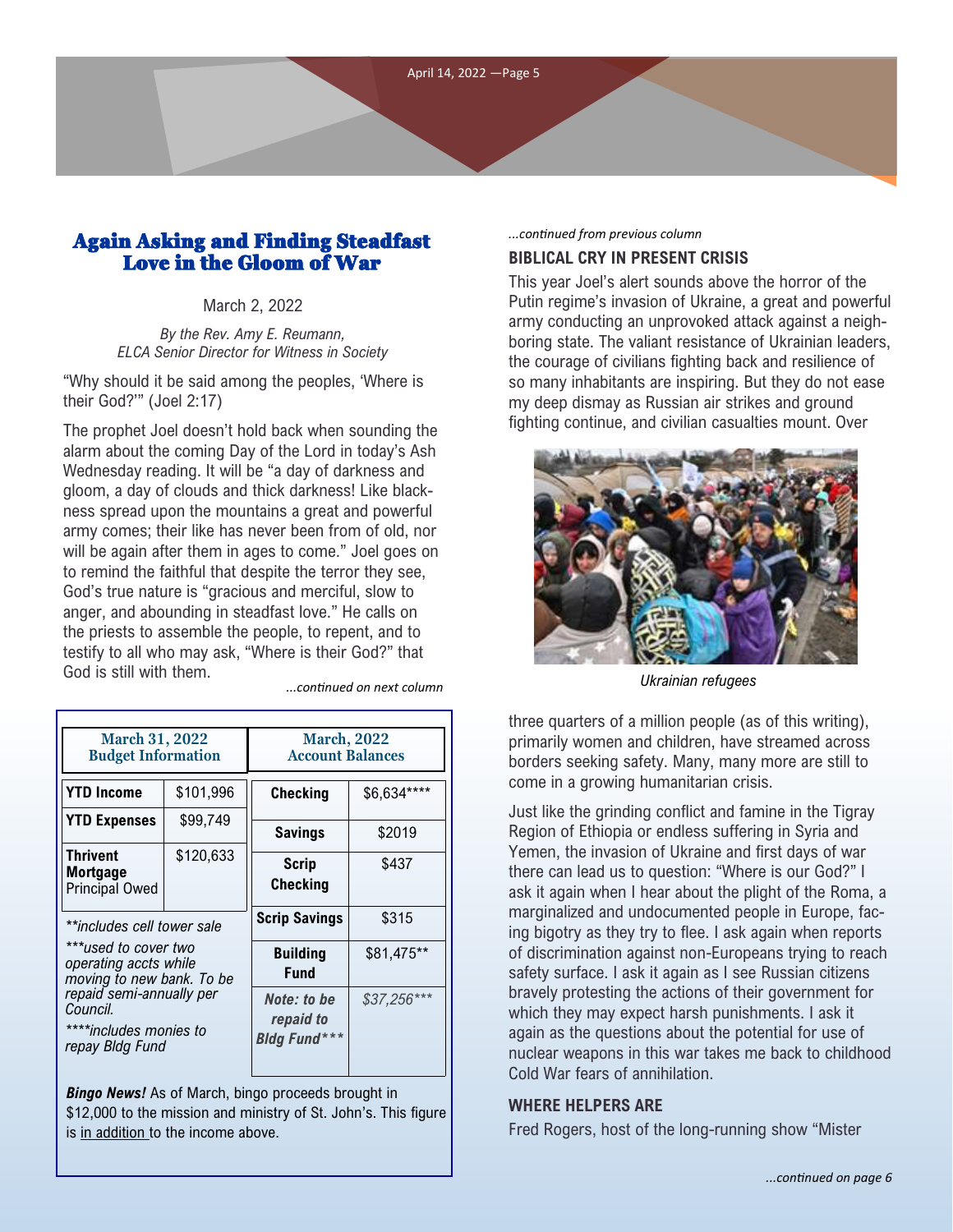## Again Asking and Finding Steadfast Love in the Gloom of War

March 2, 2022

*By the Rev. Amy E. Reumann,*
*ELCA Senior Director for Witness in Society*

"Why should it be said among the peoples, 'Where is their God?'" (Joel 2:17)

The prophet Joel doesn't hold back when sounding the alarm about the coming Day of the Lord in today's Ash Wednesday reading. It will be "a day of darkness and gloom, a day of clouds and thick darkness! Like blackness spread upon the mountains a great and powerful army comes; their like has never been from of old, nor will be again after them in ages to come." Joel goes on to remind the faithful that despite the terror they see, God's true nature is "gracious and merciful, slow to anger, and abounding in steadfast love." He calls on the priests to assemble the people, to repent, and to testify to all who may ask, "Where is their God?" that God is still with them.

*...continued on next column*

*...continued from previous column*

### BIBLICAL CRY IN PRESENT CRISIS

This year Joel's alert sounds above the horror of the Putin regime's invasion of Ukraine, a great and powerful army conducting an unprovoked attack against a neighboring state. The valiant resistance of Ukrainian leaders, the courage of civilians fighting back and resilience of so many inhabitants are inspiring. But they do not ease my deep dismay as Russian air strikes and ground fighting continue, and civilian casualties mount. Over three quarters of a million people (as of this writing), primarily women and children, have streamed across borders seeking safety. Many, many more are still to come in a growing humanitarian crisis.

*Ukrainian refugees*

Just like the grinding conflict and famine in the Tigray Region of Ethiopia or endless suffering in Syria and Yemen, the invasion of Ukraine and first days of war there can lead us to question: "Where is our God?" I ask it again when I hear about the plight of the Roma, a marginalized and undocumented people in Europe, facing bigotry as they try to flee. I ask again when reports of discrimination against non-Europeans trying to reach safety surface. I ask it again as I see Russian citizens bravely protesting the actions of their government for which they may expect harsh punishments. I ask it again as the questions about the potential for use of nuclear weapons in this war takes me back to childhood Cold War fears of annihilation.

### WHERE HELPERS ARE

Fred Rogers, host of the long-running show "Mister

*...continued on page 6*

| March 31, 2022 Budget Information | |
|---|---|
| **YTD Income** | $101,996 |
| **YTD Expenses** | $99,749 |
| **Thrivent Mortgage** Principal Owed | $120,633 |

*\*\*includes cell tower sale*

*\*\*\*used to cover two operating accts while moving to new bank. To be repaid semi-annually per Council.*

*\*\*\*\*includes monies to repay Bldg Fund*

| March, 2022 Account Balances | |
|---|---|
| **Checking** | $6,634**** |
| **Savings** | $2019 |
| **Scrip Checking** | $437 |
| **Scrip Savings** | $315 |
| **Building Fund** | $81,475** |
| ***Note: to be repaid to Bldg Fund\*\*\**** | *$37,256\*\*\** |

***Bingo News!*** As of March, bingo proceeds brought in $12,000 to the mission and ministry of St. John's. This figure is <u>in addition</u> to the income above.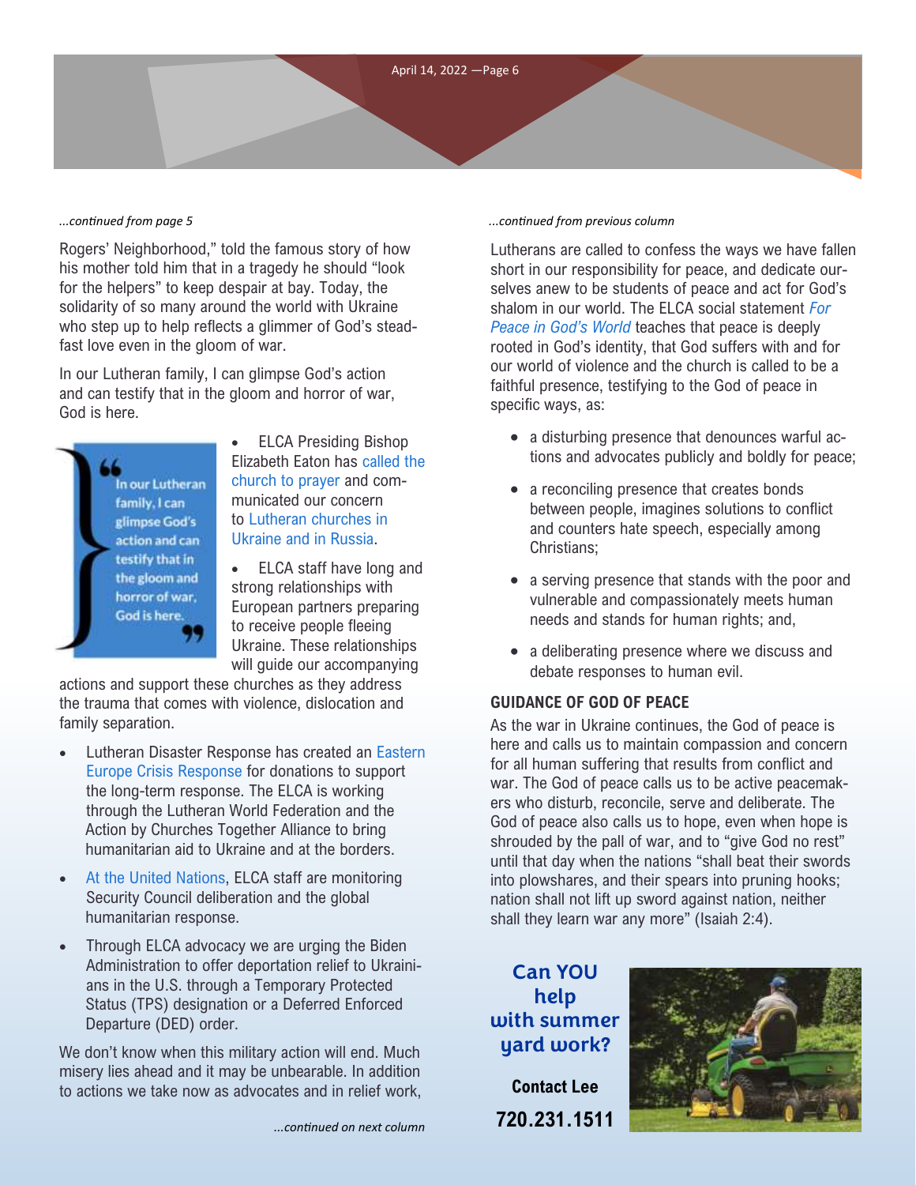*...continued from page 5*

Rogers' Neighborhood," told the famous story of how his mother told him that in a tragedy he should "look for the helpers" to keep despair at bay. Today, the solidarity of so many around the world with Ukraine who step up to help reflects a glimmer of God's steadfast love even in the gloom of war.

In our Lutheran family, I can glimpse God's action and can testify that in the gloom and horror of war, God is here.

> "In our Lutheran family, I can glimpse God's action and can testify that in the gloom and horror of war, God is here."

- ELCA Presiding Bishop Elizabeth Eaton has called the church to prayer and communicated our concern to Lutheran churches in Ukraine and in Russia.
- ELCA staff have long and strong relationships with European partners preparing to receive people fleeing Ukraine. These relationships will guide our accompanying actions and support these churches as they address the trauma that comes with violence, dislocation and family separation.
- Lutheran Disaster Response has created an Eastern Europe Crisis Response for donations to support the long-term response. The ELCA is working through the Lutheran World Federation and the Action by Churches Together Alliance to bring humanitarian aid to Ukraine and at the borders.
- At the United Nations, ELCA staff are monitoring Security Council deliberation and the global humanitarian response.
- Through ELCA advocacy we are urging the Biden Administration to offer deportation relief to Ukrainians in the U.S. through a Temporary Protected Status (TPS) designation or a Deferred Enforced Departure (DED) order.

We don't know when this military action will end. Much misery lies ahead and it may be unbearable. In addition to actions we take now as advocates and in relief work,

*...continued on next column*

*...continued from previous column*

Lutherans are called to confess the ways we have fallen short in our responsibility for peace, and dedicate ourselves anew to be students of peace and act for God's shalom in our world. The ELCA social statement *For Peace in God's World* teaches that peace is deeply rooted in God's identity, that God suffers with and for our world of violence and the church is called to be a faithful presence, testifying to the God of peace in specific ways, as:

- a disturbing presence that denounces warful actions and advocates publicly and boldly for peace;
- a reconciling presence that creates bonds between people, imagines solutions to conflict and counters hate speech, especially among Christians;
- a serving presence that stands with the poor and vulnerable and compassionately meets human needs and stands for human rights; and,
- a deliberating presence where we discuss and debate responses to human evil.

### GUIDANCE OF GOD OF PEACE

As the war in Ukraine continues, the God of peace is here and calls us to maintain compassion and concern for all human suffering that results from conflict and war. The God of peace calls us to be active peacemakers who disturb, reconcile, serve and deliberate. The God of peace also calls us to hope, even when hope is shrouded by the pall of war, and to "give God no rest" until that day when the nations "shall beat their swords into plowshares, and their spears into pruning hooks; nation shall not lift up sword against nation, neither shall they learn war any more" (Isaiah 2:4).

**Can YOU help with summer yard work?**

**Contact Lee**

**720.231.1511**